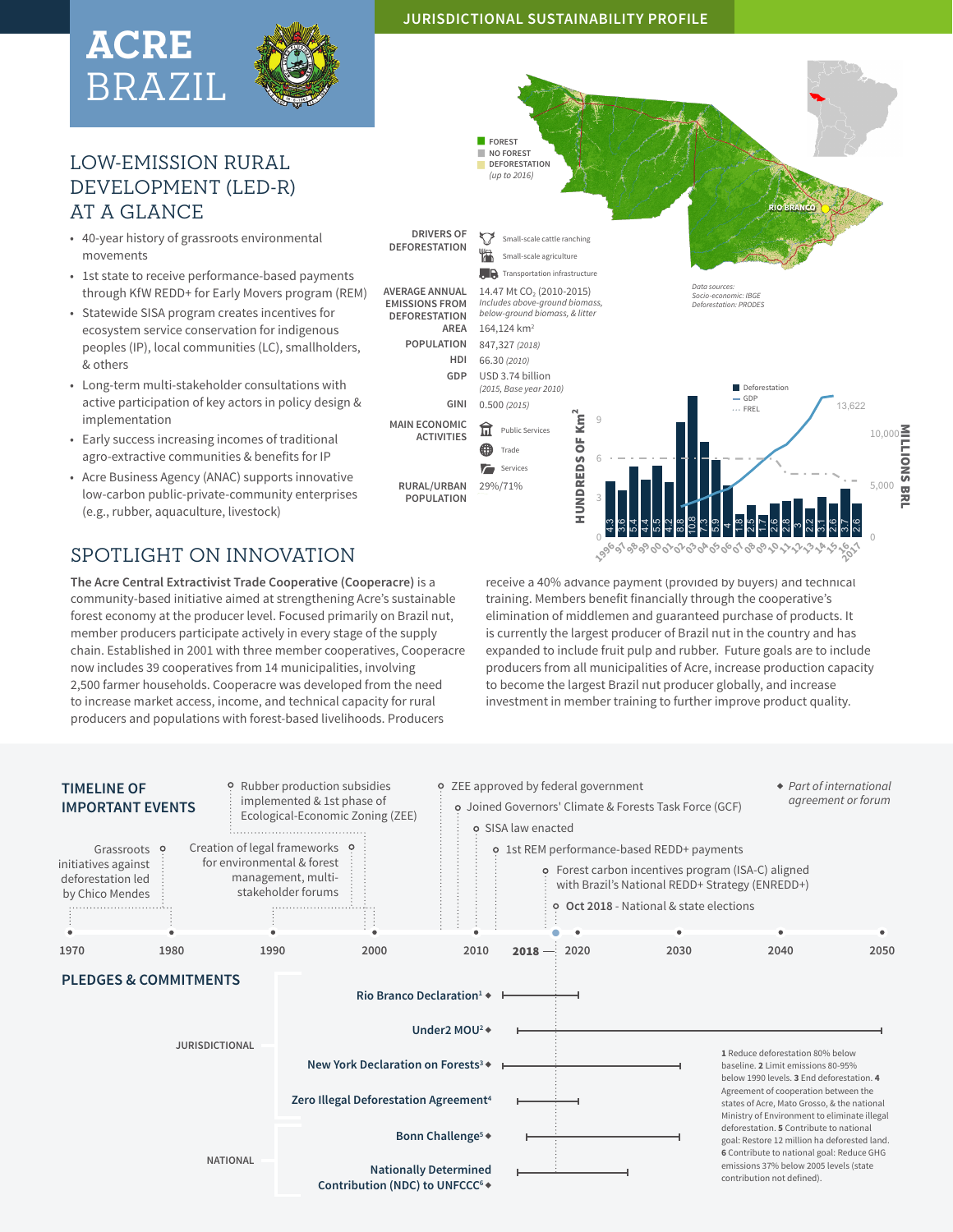# ACRE BRAZIL

JURISDICTIONAL SUSTAINABILITY PROFILE

## LOW-EMISSION RURAL DEVELOPMENT (LED-R) AT A GLANCE

- 40-year history of grassroots environmental movements
- 1st state to receive performance-based payments through KfW REDD+ for Early Movers program (REM)
- Statewide SISA program creates incentives for ecosystem service conservation for indigenous peoples (IP), local communities (LC), smallholders, & others
- Long-term multi-stakeholder consultations with active participation of key actors in policy design & implementation
- Early success increasing incomes of traditional agro-extractive communities & benefits for IP
- Acre Business Agency (ANAC) supports innovative low-carbon public-private-community enterprises (e.g., rubber, aquaculture, livestock)

FOREST | NO FOREST | DEFORESTATION (up to 2016)

RIO BRANCO

*Data sources: Socio-economic: IBGE; Deforestation: PRODES*

| | |
|---|---|
| DRIVERS OF DEFORESTATION | Small-scale cattle ranching; Small-scale agriculture; Transportation infrastructure |
| AVERAGE ANNUAL EMISSIONS FROM DEFORESTATION | 14.47 Mt $CO_2$ (2010-2015) *Includes above-ground biomass, below-ground biomass, & litter* |
| AREA | 164,124 km² |
| POPULATION | 847,327 *(2018)* |
| HDI | 66.30 *(2010)* |
| GDP | USD 3.74 billion *(2015, Base year 2010)* |
| GINI | 0.500 *(2015)* |
| MAIN ECONOMIC ACTIVITIES | Public Services; Trade; Services |
| RURAL/URBAN POPULATION | 29%/71% |

Chart: Deforestation (hundreds of km²), GDP, FREL (millions BRL); GDP 2017: 13,622

| Year | 1996 | 97 | 98 | 99 | 00 | 01 | 02 | 03 | 04 | 05 | 06 | 07 | 08 | 09 | 10 | 11 | 12 | 13 | 14 | 15 | 16 | 2017 |
|---|---|---|---|---|---|---|---|---|---|---|---|---|---|---|---|---|---|---|---|---|---|---|
| Deforestation | 4.3 | 3.6 | 5.4 | 4.4 | 5.5 | 4.2 | 8.8 | 10.8 | 7.3 | 5.9 | 4 | 1.8 | 2.5 | 1.7 | 2.6 | 2.8 | 3 | 2.2 | 3.1 | 2.6 | 3.7 | 2.6 |

## SPOTLIGHT ON INNOVATION

**The Acre Central Extractivist Trade Cooperative (Cooperacre)** is a community-based initiative aimed at strengthening Acre's sustainable forest economy at the producer level. Focused primarily on Brazil nut, member producers participate actively in every stage of the supply chain. Established in 2001 with three member cooperatives, Cooperacre now includes 39 cooperatives from 14 municipalities, involving 2,500 farmer households. Cooperacre was developed from the need to increase market access, income, and technical capacity for rural producers and populations with forest-based livelihoods. Producers receive a 40% advance payment (provided by buyers) and technical training. Members benefit financially through the cooperative's elimination of middlemen and guaranteed purchase of products. It is currently the largest producer of Brazil nut in the country and has expanded to include fruit pulp and rubber. Future goals are to include producers from all municipalities of Acre, increase production capacity to become the largest Brazil nut producer globally, and increase investment in member training to further improve product quality.

## TIMELINE OF IMPORTANT EVENTS

- Grassroots initiatives against deforestation led by Chico Mendes
- Rubber production subsidies implemented & 1st phase of Ecological-Economic Zoning (ZEE)
- Creation of legal frameworks for environmental & forest management, multi-stakeholder forums
- ZEE approved by federal government
- Joined Governors' Climate & Forests Task Force (GCF)
- SISA law enacted
- 1st REM performance-based REDD+ payments
- Forest carbon incentives program (ISA-C) aligned with Brazil's National REDD+ Strategy (ENREDD+)
- **Oct 2018** - National & state elections

◆ *Part of international agreement or forum*

1970 · 1980 · 1990 · 2000 · 2010 · **2018** · 2020 · 2030 · 2040 · 2050

## PLEDGES & COMMITMENTS

JURISDICTIONAL
- Rio Branco Declaration[1] ◆
- Under2 MOU[2] ◆
- New York Declaration on Forests[3] ◆
- Zero Illegal Deforestation Agreement[4]

NATIONAL
- Bonn Challenge[5] ◆
- Nationally Determined Contribution (NDC) to UNFCCC[6] ◆

**1** Reduce deforestation 80% below baseline. **2** Limit emissions 80-95% below 1990 levels. **3** End deforestation. **4** Agreement of cooperation between the states of Acre, Mato Grosso, & the national Ministry of Environment to eliminate illegal deforestation. **5** Contribute to national goal: Restore 12 million ha deforested land. **6** Contribute to national goal: Reduce GHG emissions 37% below 2005 levels (state contribution not defined).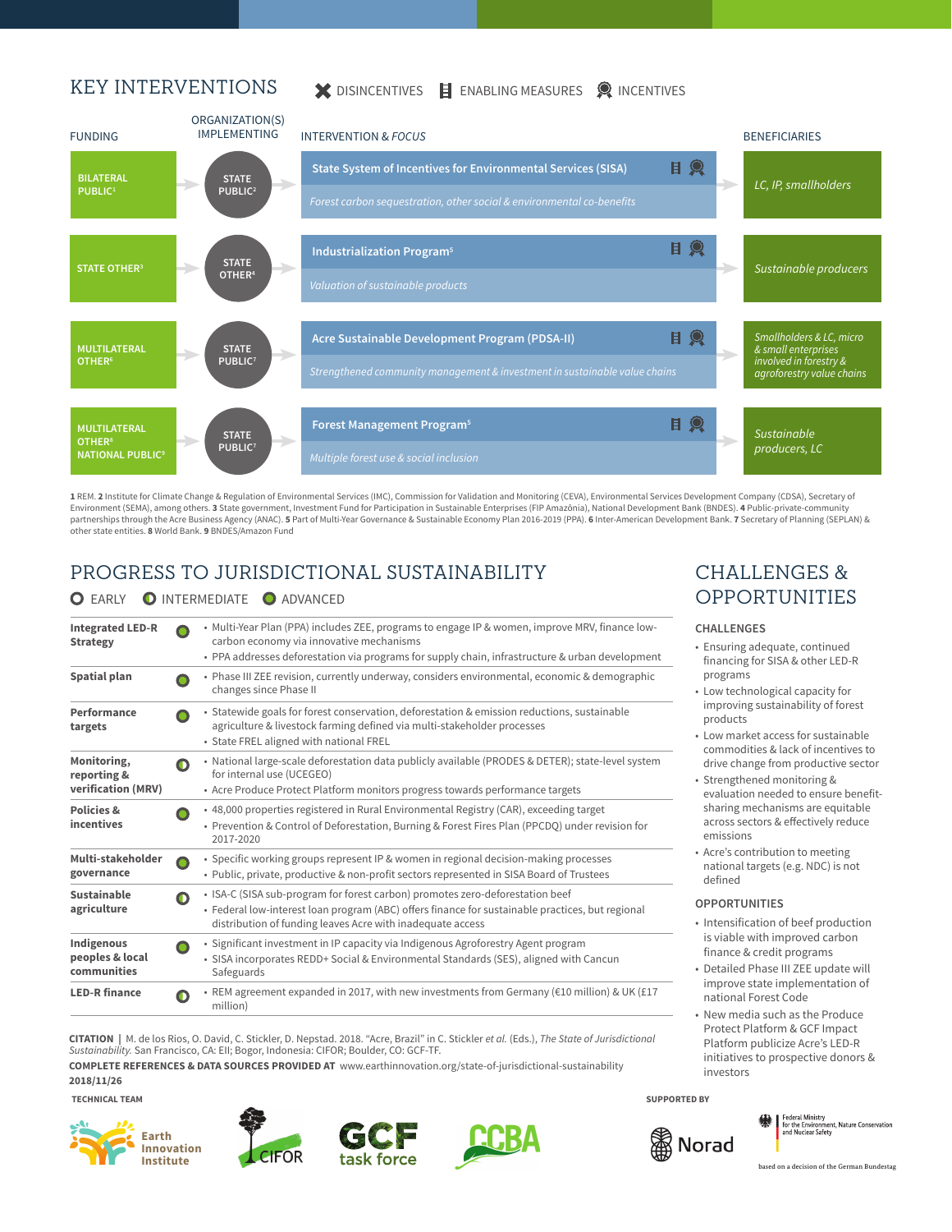## KEY INTERVENTIONS

DISINCENTIVES | ENABLING MEASURES | INCENTIVES

| FUNDING | ORGANIZATION(S) IMPLEMENTING | INTERVENTION & *FOCUS* | BENEFICIARIES |
|---|---|---|---|
| BILATERAL PUBLIC[1] | STATE PUBLIC[2] | **State System of Incentives for Environmental Services (SISA)** (Enabling measures, Incentives) *Forest carbon sequestration, other social & environmental co-benefits* | *LC, IP, smallholders* |
| STATE OTHER[3] | STATE OTHER[4] | **Industrialization Program[5]** (Enabling measures, Incentives) *Valuation of sustainable products* | *Sustainable producers* |
| MULTILATERAL OTHER[6] | STATE PUBLIC[7] | **Acre Sustainable Development Program (PDSA-II)** (Enabling measures, Incentives) *Strengthened community management & investment in sustainable value chains* | *Smallholders & LC, micro & small enterprises involved in forestry & agroforestry value chains* |
| MULTILATERAL OTHER[8] NATIONAL PUBLIC[9] | STATE PUBLIC[7] | **Forest Management Program[5]** (Enabling measures, Incentives) *Multiple forest use & social inclusion* | *Sustainable producers, LC* |

**1** REM. **2** Institute for Climate Change & Regulation of Environmental Services (IMC), Commission for Validation and Monitoring (CEVA), Environmental Services Development Company (CDSA), Secretary of Environment (SEMA), among others. **3** State government, Investment Fund for Participation in Sustainable Enterprises (FIP Amazônia), National Development Bank (BNDES). **4** Public-private-community partnerships through the Acre Business Agency (ANAC). **5** Part of Multi-Year Governance & Sustainable Economy Plan 2016-2019 (PPA). **6** Inter-American Development Bank. **7** Secretary of Planning (SEPLAN) & other state entities. **8** World Bank. **9** BNDES/Amazon Fund

## PROGRESS TO JURISDICTIONAL SUSTAINABILITY

EARLY | INTERMEDIATE | ADVANCED

| | | |
|---|---|---|
| **Integrated LED-R Strategy** | Advanced | • Multi-Year Plan (PPA) includes ZEE, programs to engage IP & women, improve MRV, finance low-carbon economy via innovative mechanisms<br>• PPA addresses deforestation via programs for supply chain, infrastructure & urban development |
| **Spatial plan** | Advanced | • Phase III ZEE revision, currently underway, considers environmental, economic & demographic changes since Phase II |
| **Performance targets** | Advanced | • Statewide goals for forest conservation, deforestation & emission reductions, sustainable agriculture & livestock farming defined via multi-stakeholder processes<br>• State FREL aligned with national FREL |
| **Monitoring, reporting & verification (MRV)** | Intermediate | • National large-scale deforestation data publicly available (PRODES & DETER); state-level system for internal use (UCEGEO)<br>• Acre Produce Protect Platform monitors progress towards performance targets |
| **Policies & incentives** | Advanced | • 48,000 properties registered in Rural Environmental Registry (CAR), exceeding target<br>• Prevention & Control of Deforestation, Burning & Forest Fires Plan (PPCDQ) under revision for 2017-2020 |
| **Multi-stakeholder governance** | Advanced | • Specific working groups represent IP & women in regional decision-making processes<br>• Public, private, productive & non-profit sectors represented in SISA Board of Trustees |
| **Sustainable agriculture** | Intermediate | • ISA-C (SISA sub-program for forest carbon) promotes zero-deforestation beef<br>• Federal low-interest loan program (ABC) offers finance for sustainable practices, but regional distribution of funding leaves Acre with inadequate access |
| **Indigenous peoples & local communities** | Advanced | • Significant investment in IP capacity via Indigenous Agroforestry Agent program<br>• SISA incorporates REDD+ Social & Environmental Standards (SES), aligned with Cancun Safeguards |
| **LED-R finance** | Intermediate | • REM agreement expanded in 2017, with new investments from Germany (€10 million) & UK (£17 million) |

## CHALLENGES & OPPORTUNITIES

### CHALLENGES

- Ensuring adequate, continued financing for SISA & other LED-R programs
- Low technological capacity for improving sustainability of forest products
- Low market access for sustainable commodities & lack of incentives to drive change from productive sector
- Strengthened monitoring & evaluation needed to ensure benefit-sharing mechanisms are equitable across sectors & effectively reduce emissions
- Acre's contribution to meeting national targets (e.g. NDC) is not defined

### OPPORTUNITIES

- Intensification of beef production is viable with improved carbon finance & credit programs
- Detailed Phase III ZEE update will improve state implementation of national Forest Code
- New media such as the Produce Protect Platform & GCF Impact Platform publicize Acre's LED-R initiatives to prospective donors & investors

**CITATION** | M. de los Rios, O. David, C. Stickler, D. Nepstad. 2018. "Acre, Brazil" in C. Stickler *et al.* (Eds.), *The State of Jurisdictional Sustainability.* San Francisco, CA: EII; Bogor, Indonesia: CIFOR; Boulder, CO: GCF-TF.

**COMPLETE REFERENCES & DATA SOURCES PROVIDED AT** www.earthinnovation.org/state-of-jurisdictional-sustainability

**2018/11/26**

**TECHNICAL TEAM**

Earth Innovation Institute | CIFOR | GCF task force | CCBA

**SUPPORTED BY**

Norad | Federal Ministry for the Environment, Nature Conservation and Nuclear Safety — based on a decision of the German Bundestag